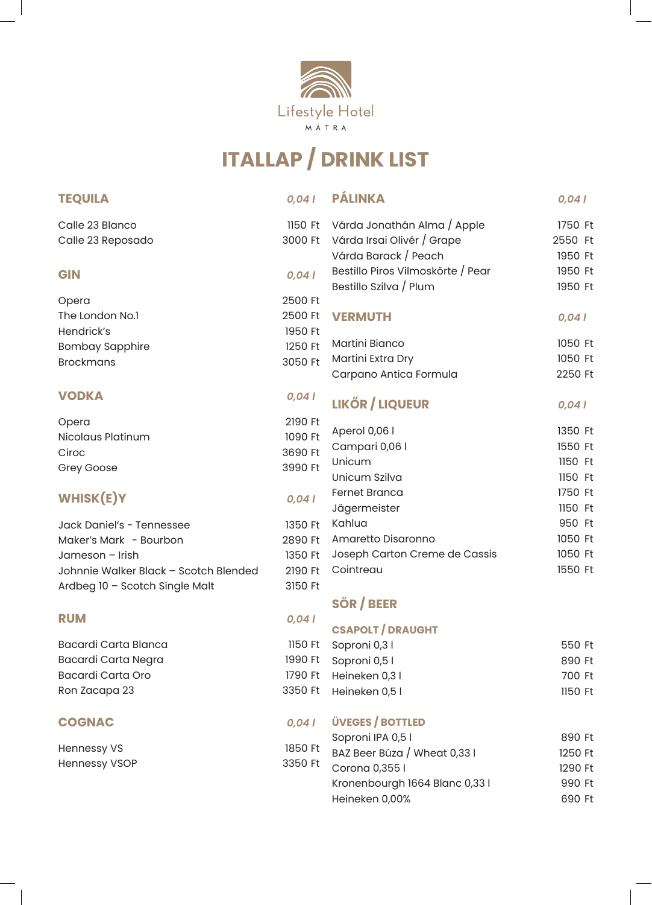Lifestyle Hotel

MÁTRA

# ITALLAP / DRINK LIST

## TEQUILA

| TEQUILA | 0,04 l |
|---|---|
| Calle 23 Blanco | 1150 Ft |
| Calle 23 Reposado | 3000 Ft |

## GIN

| GIN | 0,04 l |
|---|---|
| Opera | 2500 Ft |
| The London No.1 | 2500 Ft |
| Hendrick's | 1950 Ft |
| Bombay Sapphire | 1250 Ft |
| Brockmans | 3050 Ft |

## VODKA

| VODKA | 0,04 l |
|---|---|
| Opera | 2190 Ft |
| Nicolaus Platinum | 1090 Ft |
| Ciroc | 3690 Ft |
| Grey Goose | 3990 Ft |

## WHISK(E)Y

| WHISK(E)Y | 0,04 l |
|---|---|
| Jack Daniel's - Tennesee | 1350 Ft |
| Maker's Mark - Bourbon | 2890 Ft |
| Jameson – Irish | 1350 Ft |
| Johnnie Walker Black – Scotch Blended | 2190 Ft |
| Ardbeg 10 – Scotch Single Malt | 3150 Ft |

## RUM

| RUM | 0,04 l |
|---|---|
| Bacardi Carta Blanca | 1150 Ft |
| Bacardi Carta Negra | 1990 Ft |
| Bacardi Carta Oro | 1790 Ft |
| Ron Zacapa 23 | 3350 Ft |

## COGNAC

| COGNAC | 0,04 l |
|---|---|
| Hennessy VS | 1850 Ft |
| Hennessy VSOP | 3350 Ft |

## PÁLINKA

| PÁLINKA | 0,04 l |
|---|---|
| Várda Jonathán Alma / Apple | 1750 Ft |
| Várda Irsai Olivér / Grape | 2550 Ft |
| Várda Barack / Peach | 1950 Ft |
| Bestillo Piros Vilmoskörte / Pear | 1950 Ft |
| Bestillo Szilva / Plum | 1950 Ft |

## VERMUTH

| VERMUTH | 0,04 l |
|---|---|
| Martini Bianco | 1050 Ft |
| Martini Extra Dry | 1050 Ft |
| Carpano Antica Formula | 2250 Ft |

## LIKŐR / LIQUEUR

| LIKŐR / LIQUEUR | 0,04 l |
|---|---|
| Aperol 0,06 l | 1350 Ft |
| Campari 0,06 l | 1550 Ft |
| Unicum | 1150 Ft |
| Unicum Szilva | 1150 Ft |
| Fernet Branca | 1750 Ft |
| Jägermeister | 1150 Ft |
| Kahlua | 950 Ft |
| Amaretto Disaronno | 1050 Ft |
| Joseph Carton Creme de Cassis | 1050 Ft |
| Cointreau | 1550 Ft |

## SÖR / BEER

### CSAPOLT / DRAUGHT

| CSAPOLT / DRAUGHT | |
|---|---|
| Soproni 0,3 l | 550 Ft |
| Soproni 0,5 l | 890 Ft |
| Heineken 0,3 l | 700 Ft |
| Heineken 0,5 l | 1150 Ft |

### ÜVEGES / BOTTLED

| ÜVEGES / BOTTLED | |
|---|---|
| Soproni IPA 0,5 l | 890 Ft |
| BAZ Beer Búza / Wheat 0,33 l | 1250 Ft |
| Corona 0,355 l | 1290 Ft |
| Kronenbourgh 1664 Blanc 0,33 l | 990 Ft |
| Heineken 0,00% | 690 Ft |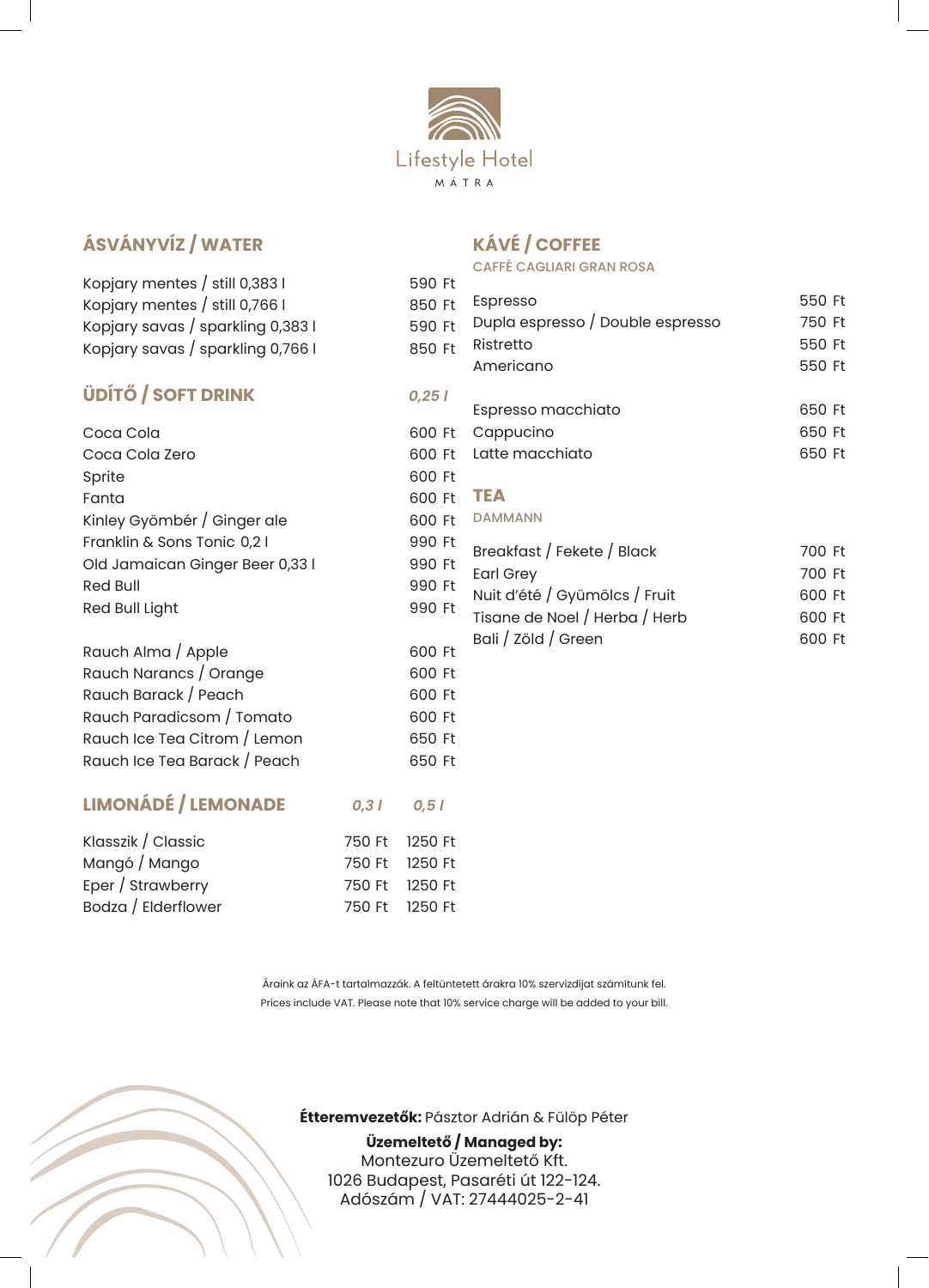Lifestyle Hotel
MÁTRA

## ÁSVÁNYVÍZ / WATER

| | |
|---|---|
| Kopjary mentes / still 0,383 l | 590 Ft |
| Kopjary mentes / still 0,766 l | 850 Ft |
| Kopjary savas / sparkling 0,383 l | 590 Ft |
| Kopjary savas / sparkling 0,766 l | 850 Ft |

## ÜDÍTŐ / SOFT DRINK

| | *0,25 l* |
|---|---|
| Coca Cola | 600 Ft |
| Coca Cola Zero | 600 Ft |
| Sprite | 600 Ft |
| Fanta | 600 Ft |
| Kinley Gyömbér / Ginger ale | 600 Ft |
| Franklin & Sons Tonic 0,2 l | 990 Ft |
| Old Jamaican Ginger Beer 0,33 l | 990 Ft |
| Red Bull | 990 Ft |
| Red Bull Light | 990 Ft |
| Rauch Alma / Apple | 600 Ft |
| Rauch Narancs / Orange | 600 Ft |
| Rauch Barack / Peach | 600 Ft |
| Rauch Paradicsom / Tomato | 600 Ft |
| Rauch Ice Tea Citrom / Lemon | 650 Ft |
| Rauch Ice Tea Barack / Peach | 650 Ft |

## LIMONÁDÉ / LEMONADE

| | *0,3 l* | *0,5 l* |
|---|---|---|
| Klasszik / Classic | 750 Ft | 1250 Ft |
| Mangó / Mango | 750 Ft | 1250 Ft |
| Eper / Strawberry | 750 Ft | 1250 Ft |
| Bodza / Elderflower | 750 Ft | 1250 Ft |

## KÁVÉ / COFFEE

CAFFÉ CAGLIARI GRAN ROSA

| | |
|---|---|
| Espresso | 550 Ft |
| Dupla espresso / Double espresso | 750 Ft |
| Ristretto | 550 Ft |
| Americano | 550 Ft |
| Espresso macchiato | 650 Ft |
| Cappucino | 650 Ft |
| Latte macchiato | 650 Ft |

## TEA

DAMMANN

| | |
|---|---|
| Breakfast / Fekete / Black | 700 Ft |
| Earl Grey | 700 Ft |
| Nuit d'été / Gyümölcs / Fruit | 600 Ft |
| Tisane de Noel / Herba / Herb | 600 Ft |
| Bali / Zöld / Green | 600 Ft |

Áraink az ÁFA-t tartalmazzák. A feltüntetett árakra 10% szervizdíjat számítunk fel.
Prices include VAT. Please note that 10% service charge will be added to your bill.

**Étteremvezetők:** Pásztor Adrián & Fülöp Péter

**Üzemeltető / Managed by:**
Montezuro Üzemeltető Kft.
1026 Budapest, Pasaréti út 122-124.
Adószám / VAT: 27444025-2-41